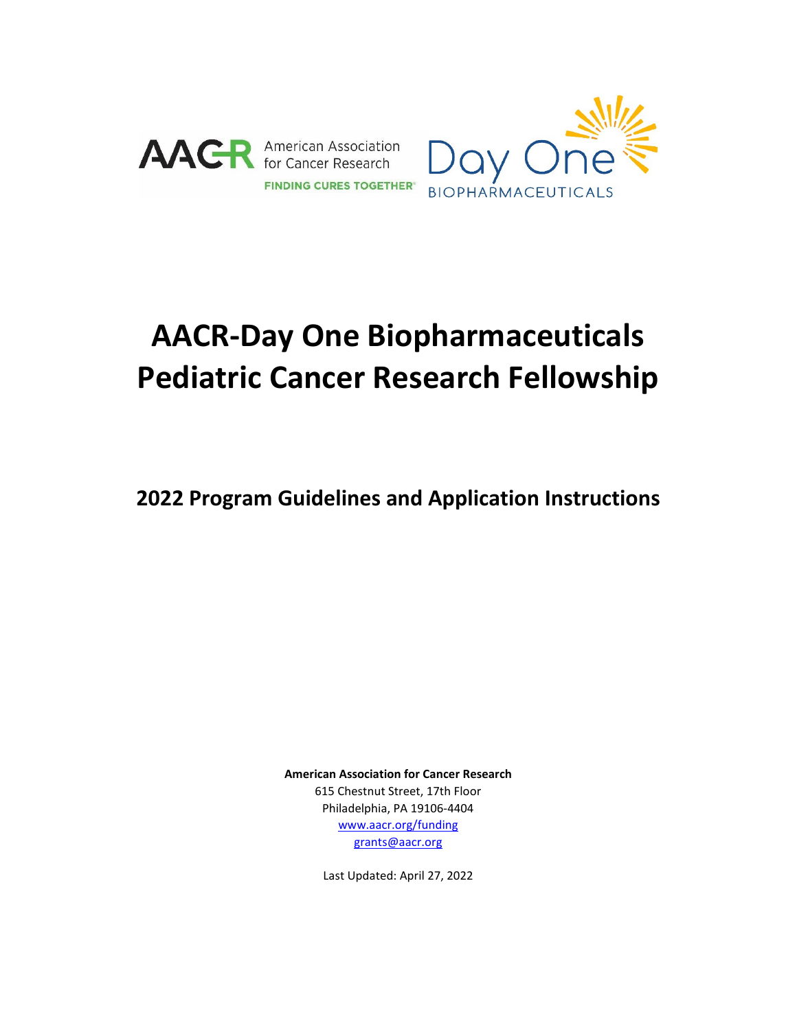AACR American Association for Cancer Research FINDING CURES TOGETHER®

Day One BIOPHARMACEUTICALS

# AACR-Day One Biopharmaceuticals Pediatric Cancer Research Fellowship

## 2022 Program Guidelines and Application Instructions

**American Association for Cancer Research**
615 Chestnut Street, 17th Floor
Philadelphia, PA 19106-4404
www.aacr.org/funding
grants@aacr.org

Last Updated: April 27, 2022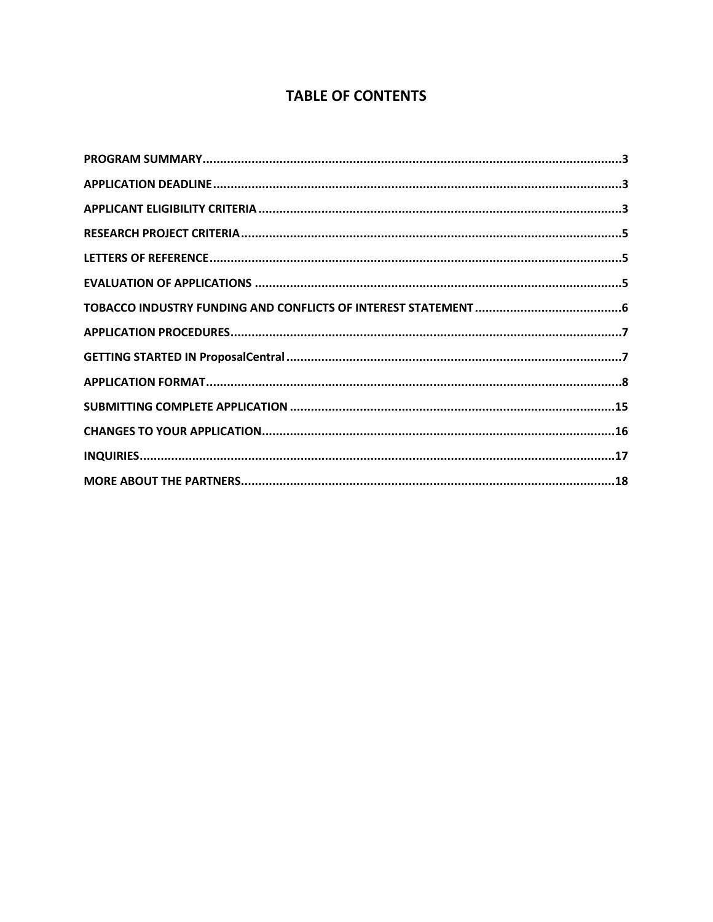# TABLE OF CONTENTS

- PROGRAM SUMMARY....3
- APPLICATION DEADLINE....3
- APPLICANT ELIGIBILITY CRITERIA....3
- RESEARCH PROJECT CRITERIA....5
- LETTERS OF REFERENCE....5
- EVALUATION OF APPLICATIONS....5
- TOBACCO INDUSTRY FUNDING AND CONFLICTS OF INTEREST STATEMENT....6
- APPLICATION PROCEDURES....7
- GETTING STARTED IN ProposalCentral....7
- APPLICATION FORMAT....8
- SUBMITTING COMPLETE APPLICATION....15
- CHANGES TO YOUR APPLICATION....16
- INQUIRIES....17
- MORE ABOUT THE PARTNERS....18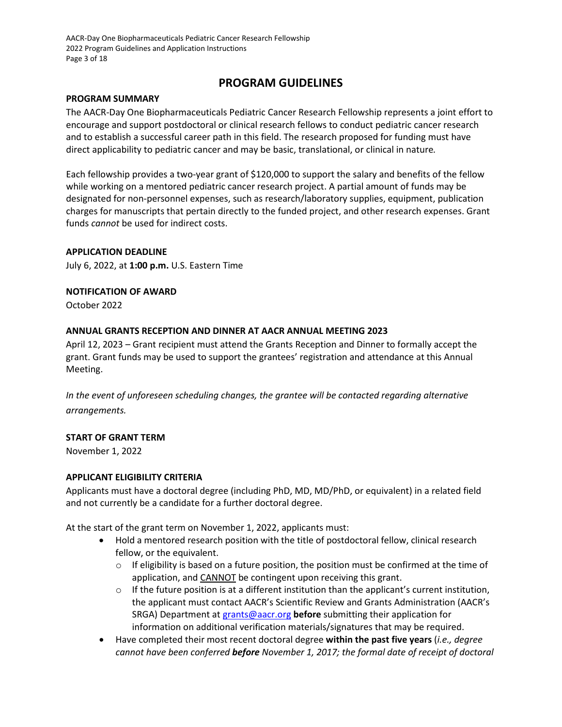# PROGRAM GUIDELINES

## PROGRAM SUMMARY

The AACR-Day One Biopharmaceuticals Pediatric Cancer Research Fellowship represents a joint effort to encourage and support postdoctoral or clinical research fellows to conduct pediatric cancer research and to establish a successful career path in this field. The research proposed for funding must have direct applicability to pediatric cancer and may be basic, translational, or clinical in nature*.*

Each fellowship provides a two-year grant of $120,000 to support the salary and benefits of the fellow while working on a mentored pediatric cancer research project. A partial amount of funds may be designated for non-personnel expenses, such as research/laboratory supplies, equipment, publication charges for manuscripts that pertain directly to the funded project, and other research expenses. Grant funds *cannot* be used for indirect costs.

## APPLICATION DEADLINE

July 6, 2022, at **1:00 p.m.** U.S. Eastern Time

## NOTIFICATION OF AWARD

October 2022

## ANNUAL GRANTS RECEPTION AND DINNER AT AACR ANNUAL MEETING 2023

April 12, 2023 – Grant recipient must attend the Grants Reception and Dinner to formally accept the grant. Grant funds may be used to support the grantees' registration and attendance at this Annual Meeting.

*In the event of unforeseen scheduling changes, the grantee will be contacted regarding alternative arrangements.*

## START OF GRANT TERM

November 1, 2022

## APPLICANT ELIGIBILITY CRITERIA

Applicants must have a doctoral degree (including PhD, MD, MD/PhD, or equivalent) in a related field and not currently be a candidate for a further doctoral degree.

At the start of the grant term on November 1, 2022, applicants must:

- Hold a mentored research position with the title of postdoctoral fellow, clinical research fellow, or the equivalent.
  - If eligibility is based on a future position, the position must be confirmed at the time of application, and CANNOT be contingent upon receiving this grant.
  - If the future position is at a different institution than the applicant's current institution, the applicant must contact AACR's Scientific Review and Grants Administration (AACR's SRGA) Department at grants@aacr.org **before** submitting their application for information on additional verification materials/signatures that may be required.
- Have completed their most recent doctoral degree **within the past five years** (*i.e., degree cannot have been conferred **before** November 1, 2017; the formal date of receipt of doctoral*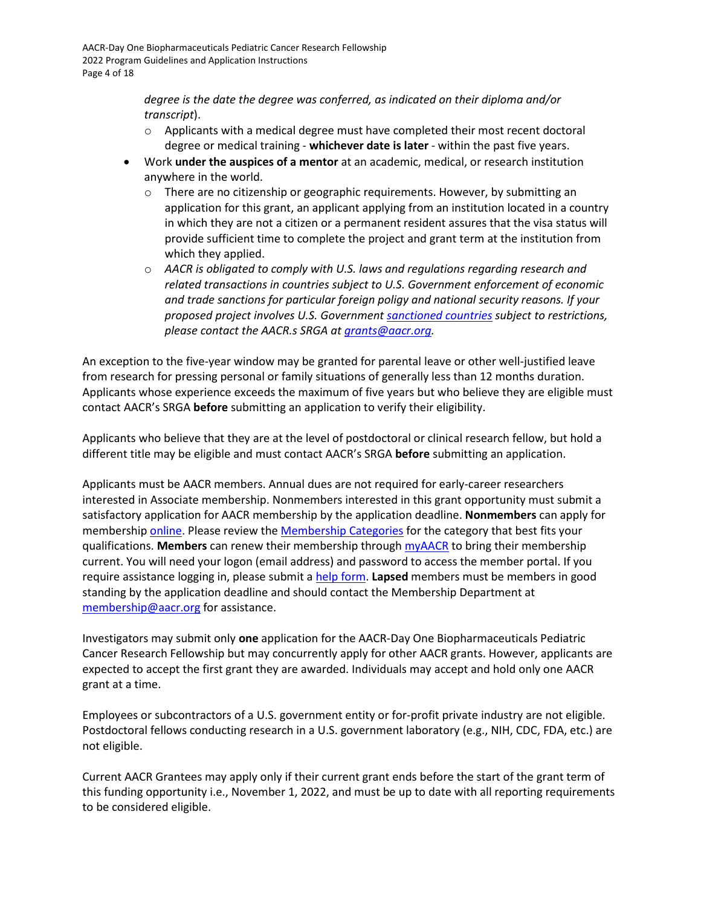*degree is the date the degree was conferred, as indicated on their diploma and/or transcript*).
  - Applicants with a medical degree must have completed their most recent doctoral degree or medical training - **whichever date is later** - within the past five years.
- Work **under the auspices of a mentor** at an academic, medical, or research institution anywhere in the world.
  - There are no citizenship or geographic requirements. However, by submitting an application for this grant, an applicant applying from an institution located in a country in which they are not a citizen or a permanent resident assures that the visa status will provide sufficient time to complete the project and grant term at the institution from which they applied.
  - *AACR is obligated to comply with U.S. laws and regulations regarding research and related transactions in countries subject to U.S. Government enforcement of economic and trade sanctions for particular foreign poligy and national security reasons. If your proposed project involves U.S. Government sanctioned countries subject to restrictions, please contact the AACR.s SRGA at grants@aacr.org.*

An exception to the five-year window may be granted for parental leave or other well-justified leave from research for pressing personal or family situations of generally less than 12 months duration. Applicants whose experience exceeds the maximum of five years but who believe they are eligible must contact AACR's SRGA **before** submitting an application to verify their eligibility.

Applicants who believe that they are at the level of postdoctoral or clinical research fellow, but hold a different title may be eligible and must contact AACR's SRGA **before** submitting an application.

Applicants must be AACR members. Annual dues are not required for early-career researchers interested in Associate membership. Nonmembers interested in this grant opportunity must submit a satisfactory application for AACR membership by the application deadline. **Nonmembers** can apply for membership online. Please review the Membership Categories for the category that best fits your qualifications. **Members** can renew their membership through myAACR to bring their membership current. You will need your logon (email address) and password to access the member portal. If you require assistance logging in, please submit a help form. **Lapsed** members must be members in good standing by the application deadline and should contact the Membership Department at membership@aacr.org for assistance.

Investigators may submit only **one** application for the AACR-Day One Biopharmaceuticals Pediatric Cancer Research Fellowship but may concurrently apply for other AACR grants. However, applicants are expected to accept the first grant they are awarded. Individuals may accept and hold only one AACR grant at a time.

Employees or subcontractors of a U.S. government entity or for-profit private industry are not eligible. Postdoctoral fellows conducting research in a U.S. government laboratory (e.g., NIH, CDC, FDA, etc.) are not eligible.

Current AACR Grantees may apply only if their current grant ends before the start of the grant term of this funding opportunity i.e., November 1, 2022, and must be up to date with all reporting requirements to be considered eligible.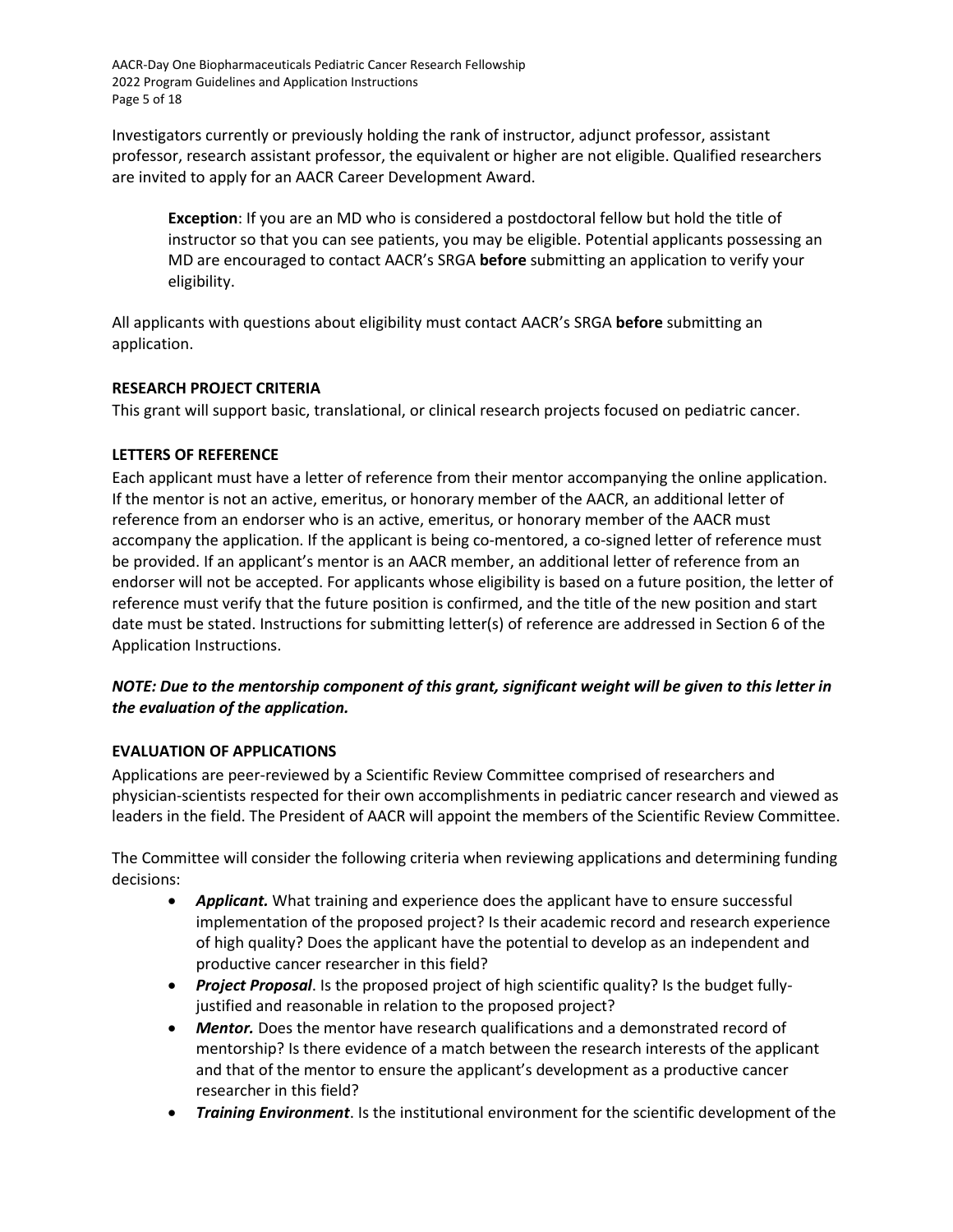Investigators currently or previously holding the rank of instructor, adjunct professor, assistant professor, research assistant professor, the equivalent or higher are not eligible. Qualified researchers are invited to apply for an AACR Career Development Award.

> **Exception**: If you are an MD who is considered a postdoctoral fellow but hold the title of instructor so that you can see patients, you may be eligible. Potential applicants possessing an MD are encouraged to contact AACR's SRGA **before** submitting an application to verify your eligibility.

All applicants with questions about eligibility must contact AACR's SRGA **before** submitting an application.

### RESEARCH PROJECT CRITERIA

This grant will support basic, translational, or clinical research projects focused on pediatric cancer.

### LETTERS OF REFERENCE

Each applicant must have a letter of reference from their mentor accompanying the online application. If the mentor is not an active, emeritus, or honorary member of the AACR, an additional letter of reference from an endorser who is an active, emeritus, or honorary member of the AACR must accompany the application. If the applicant is being co-mentored, a co-signed letter of reference must be provided. If an applicant's mentor is an AACR member, an additional letter of reference from an endorser will not be accepted. For applicants whose eligibility is based on a future position, the letter of reference must verify that the future position is confirmed, and the title of the new position and start date must be stated. Instructions for submitting letter(s) of reference are addressed in Section 6 of the Application Instructions.

***NOTE: Due to the mentorship component of this grant, significant weight will be given to this letter in the evaluation of the application.***

### EVALUATION OF APPLICATIONS

Applications are peer-reviewed by a Scientific Review Committee comprised of researchers and physician-scientists respected for their own accomplishments in pediatric cancer research and viewed as leaders in the field. The President of AACR will appoint the members of the Scientific Review Committee.

The Committee will consider the following criteria when reviewing applications and determining funding decisions:

- ***Applicant.*** What training and experience does the applicant have to ensure successful implementation of the proposed project? Is their academic record and research experience of high quality? Does the applicant have the potential to develop as an independent and productive cancer researcher in this field?
- ***Project Proposal***. Is the proposed project of high scientific quality? Is the budget fully-justified and reasonable in relation to the proposed project?
- ***Mentor.*** Does the mentor have research qualifications and a demonstrated record of mentorship? Is there evidence of a match between the research interests of the applicant and that of the mentor to ensure the applicant's development as a productive cancer researcher in this field?
- ***Training Environment***. Is the institutional environment for the scientific development of the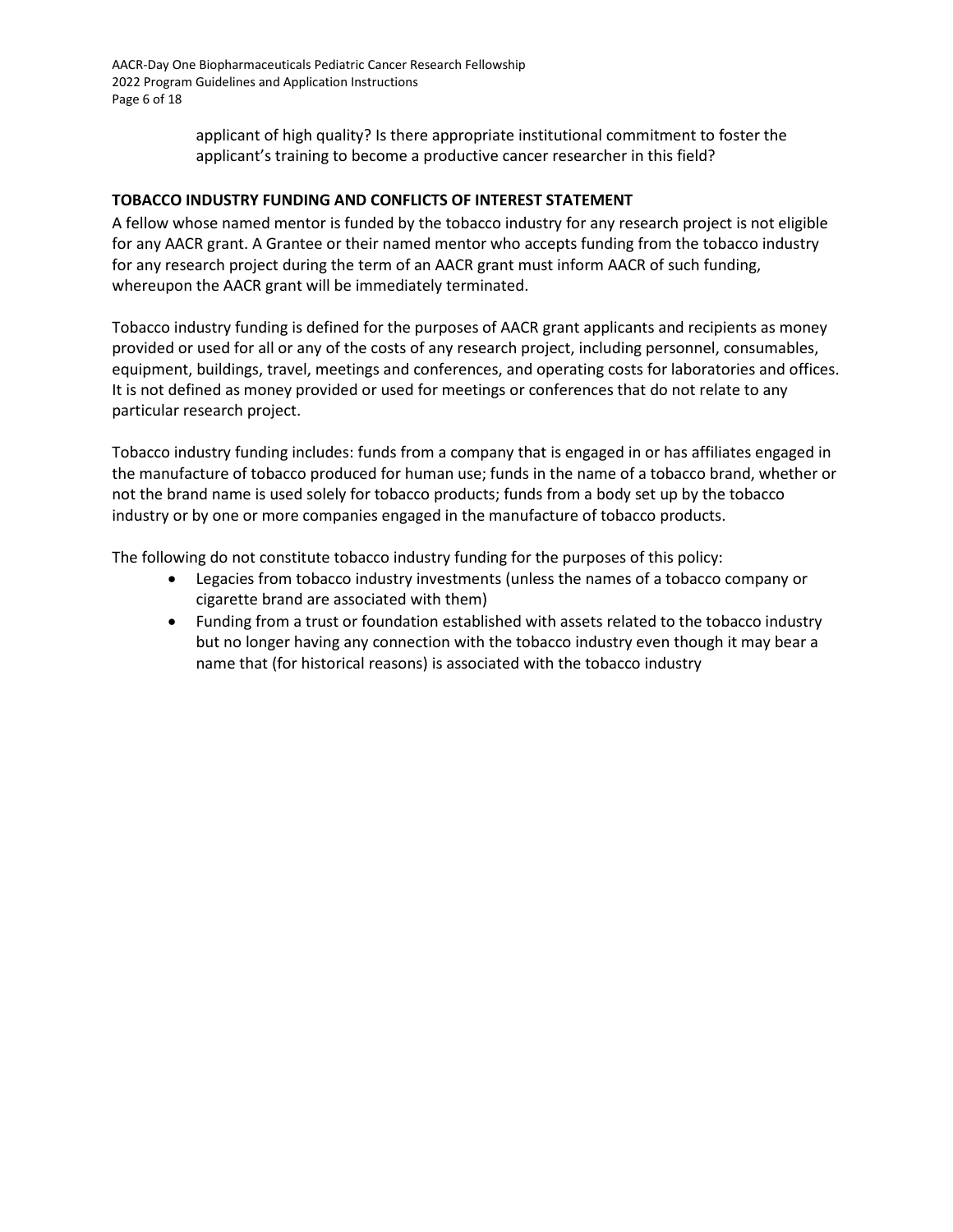applicant of high quality? Is there appropriate institutional commitment to foster the applicant's training to become a productive cancer researcher in this field?

**TOBACCO INDUSTRY FUNDING AND CONFLICTS OF INTEREST STATEMENT**

A fellow whose named mentor is funded by the tobacco industry for any research project is not eligible for any AACR grant. A Grantee or their named mentor who accepts funding from the tobacco industry for any research project during the term of an AACR grant must inform AACR of such funding, whereupon the AACR grant will be immediately terminated.

Tobacco industry funding is defined for the purposes of AACR grant applicants and recipients as money provided or used for all or any of the costs of any research project, including personnel, consumables, equipment, buildings, travel, meetings and conferences, and operating costs for laboratories and offices. It is not defined as money provided or used for meetings or conferences that do not relate to any particular research project.

Tobacco industry funding includes: funds from a company that is engaged in or has affiliates engaged in the manufacture of tobacco produced for human use; funds in the name of a tobacco brand, whether or not the brand name is used solely for tobacco products; funds from a body set up by the tobacco industry or by one or more companies engaged in the manufacture of tobacco products.

The following do not constitute tobacco industry funding for the purposes of this policy:

- Legacies from tobacco industry investments (unless the names of a tobacco company or cigarette brand are associated with them)
- Funding from a trust or foundation established with assets related to the tobacco industry but no longer having any connection with the tobacco industry even though it may bear a name that (for historical reasons) is associated with the tobacco industry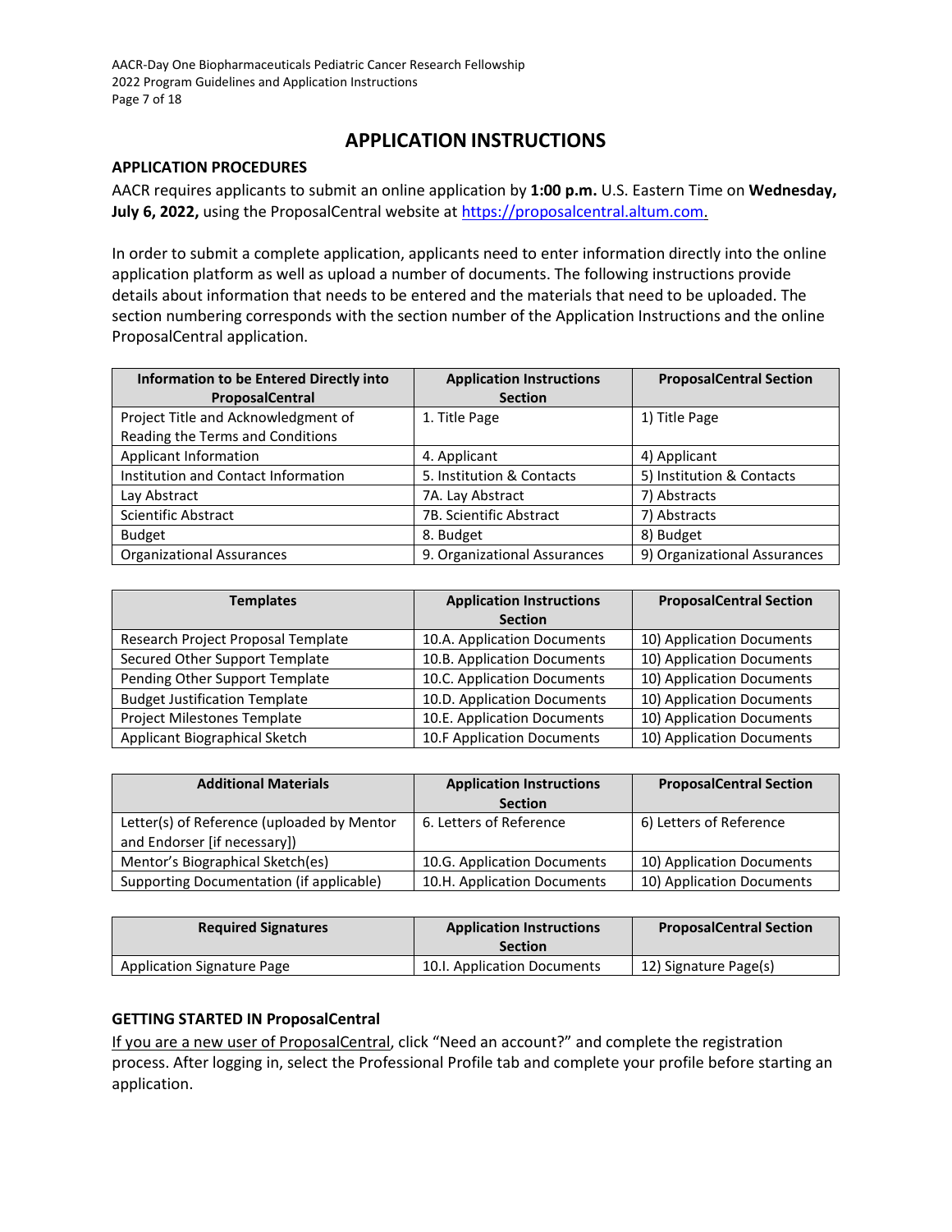# APPLICATION INSTRUCTIONS

## APPLICATION PROCEDURES

AACR requires applicants to submit an online application by **1:00 p.m.** U.S. Eastern Time on **Wednesday, July 6, 2022,** using the ProposalCentral website at https://proposalcentral.altum.com.

In order to submit a complete application, applicants need to enter information directly into the online application platform as well as upload a number of documents. The following instructions provide details about information that needs to be entered and the materials that need to be uploaded. The section numbering corresponds with the section number of the Application Instructions and the online ProposalCentral application.

| Information to be Entered Directly into ProposalCentral | Application Instructions Section | ProposalCentral Section |
|---|---|---|
| Project Title and Acknowledgment of Reading the Terms and Conditions | 1. Title Page | 1) Title Page |
| Applicant Information | 4. Applicant | 4) Applicant |
| Institution and Contact Information | 5. Institution & Contacts | 5) Institution & Contacts |
| Lay Abstract | 7A. Lay Abstract | 7) Abstracts |
| Scientific Abstract | 7B. Scientific Abstract | 7) Abstracts |
| Budget | 8. Budget | 8) Budget |
| Organizational Assurances | 9. Organizational Assurances | 9) Organizational Assurances |

| Templates | Application Instructions Section | ProposalCentral Section |
|---|---|---|
| Research Project Proposal Template | 10.A. Application Documents | 10) Application Documents |
| Secured Other Support Template | 10.B. Application Documents | 10) Application Documents |
| Pending Other Support Template | 10.C. Application Documents | 10) Application Documents |
| Budget Justification Template | 10.D. Application Documents | 10) Application Documents |
| Project Milestones Template | 10.E. Application Documents | 10) Application Documents |
| Applicant Biographical Sketch | 10.F Application Documents | 10) Application Documents |

| Additional Materials | Application Instructions Section | ProposalCentral Section |
|---|---|---|
| Letter(s) of Reference (uploaded by Mentor and Endorser [if necessary]) | 6. Letters of Reference | 6) Letters of Reference |
| Mentor's Biographical Sketch(es) | 10.G. Application Documents | 10) Application Documents |
| Supporting Documentation (if applicable) | 10.H. Application Documents | 10) Application Documents |

| Required Signatures | Application Instructions Section | ProposalCentral Section |
|---|---|---|
| Application Signature Page | 10.I. Application Documents | 12) Signature Page(s) |

## GETTING STARTED IN ProposalCentral

If you are a new user of ProposalCentral, click "Need an account?" and complete the registration process. After logging in, select the Professional Profile tab and complete your profile before starting an application.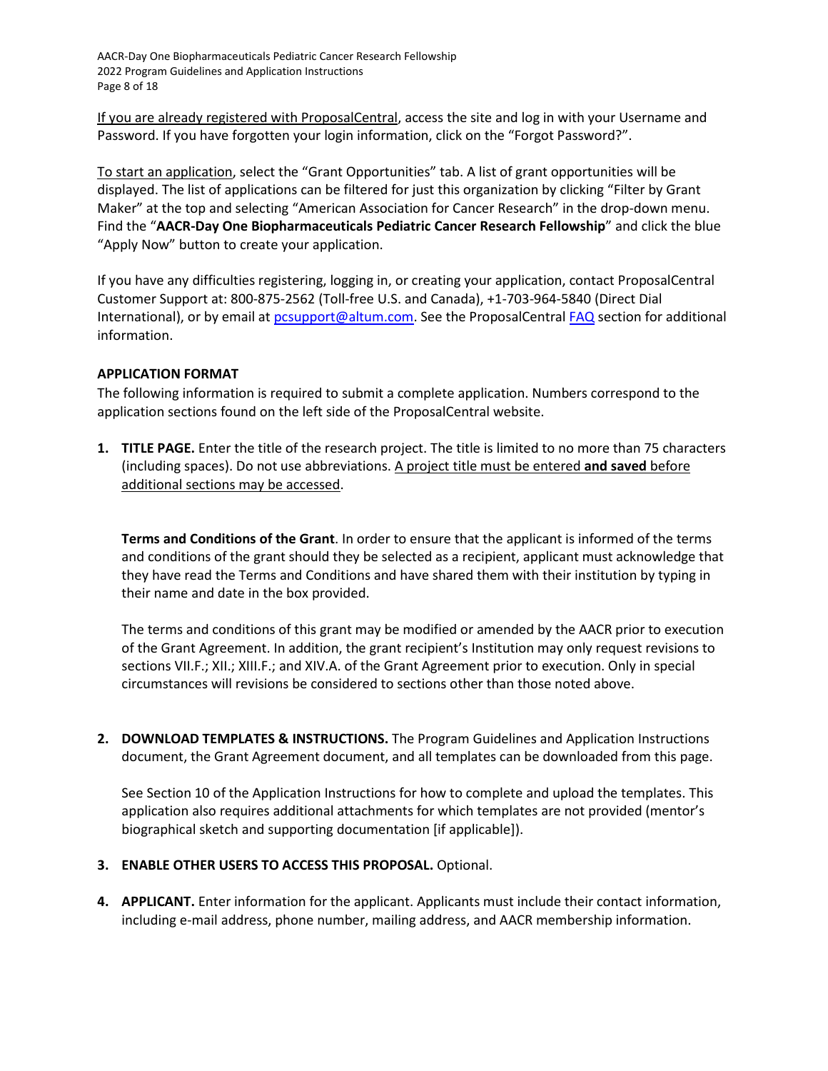If you are already registered with ProposalCentral, access the site and log in with your Username and Password. If you have forgotten your login information, click on the "Forgot Password?".

To start an application, select the "Grant Opportunities" tab. A list of grant opportunities will be displayed. The list of applications can be filtered for just this organization by clicking "Filter by Grant Maker" at the top and selecting "American Association for Cancer Research" in the drop-down menu. Find the "**AACR-Day One Biopharmaceuticals Pediatric Cancer Research Fellowship**" and click the blue "Apply Now" button to create your application.

If you have any difficulties registering, logging in, or creating your application, contact ProposalCentral Customer Support at: 800-875-2562 (Toll-free U.S. and Canada), +1-703-964-5840 (Direct Dial International), or by email at pcsupport@altum.com. See the ProposalCentral FAQ section for additional information.

**APPLICATION FORMAT**

The following information is required to submit a complete application. Numbers correspond to the application sections found on the left side of the ProposalCentral website.

1. **TITLE PAGE.** Enter the title of the research project. The title is limited to no more than 75 characters (including spaces). Do not use abbreviations. A project title must be entered **and saved** before additional sections may be accessed.

   **Terms and Conditions of the Grant**. In order to ensure that the applicant is informed of the terms and conditions of the grant should they be selected as a recipient, applicant must acknowledge that they have read the Terms and Conditions and have shared them with their institution by typing in their name and date in the box provided.

   The terms and conditions of this grant may be modified or amended by the AACR prior to execution of the Grant Agreement. In addition, the grant recipient's Institution may only request revisions to sections VII.F.; XII.; XIII.F.; and XIV.A. of the Grant Agreement prior to execution. Only in special circumstances will revisions be considered to sections other than those noted above.

2. **DOWNLOAD TEMPLATES & INSTRUCTIONS.** The Program Guidelines and Application Instructions document, the Grant Agreement document, and all templates can be downloaded from this page.

   See Section 10 of the Application Instructions for how to complete and upload the templates. This application also requires additional attachments for which templates are not provided (mentor's biographical sketch and supporting documentation [if applicable]).

3. **ENABLE OTHER USERS TO ACCESS THIS PROPOSAL.** Optional.

4. **APPLICANT.** Enter information for the applicant. Applicants must include their contact information, including e-mail address, phone number, mailing address, and AACR membership information.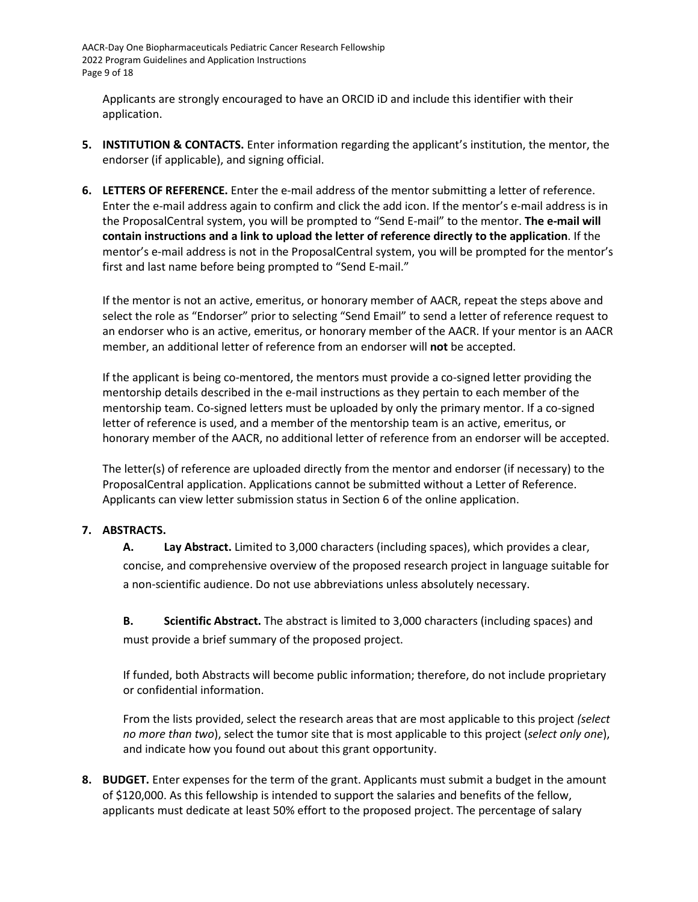Applicants are strongly encouraged to have an ORCID iD and include this identifier with their application.

5. **INSTITUTION & CONTACTS.** Enter information regarding the applicant's institution, the mentor, the endorser (if applicable), and signing official.

6. **LETTERS OF REFERENCE.** Enter the e-mail address of the mentor submitting a letter of reference. Enter the e-mail address again to confirm and click the add icon. If the mentor's e-mail address is in the ProposalCentral system, you will be prompted to "Send E-mail" to the mentor. **The e-mail will contain instructions and a link to upload the letter of reference directly to the application**. If the mentor's e-mail address is not in the ProposalCentral system, you will be prompted for the mentor's first and last name before being prompted to "Send E-mail."

   If the mentor is not an active, emeritus, or honorary member of AACR, repeat the steps above and select the role as "Endorser" prior to selecting "Send Email" to send a letter of reference request to an endorser who is an active, emeritus, or honorary member of the AACR. If your mentor is an AACR member, an additional letter of reference from an endorser will **not** be accepted.

   If the applicant is being co-mentored, the mentors must provide a co-signed letter providing the mentorship details described in the e-mail instructions as they pertain to each member of the mentorship team. Co-signed letters must be uploaded by only the primary mentor. If a co-signed letter of reference is used, and a member of the mentorship team is an active, emeritus, or honorary member of the AACR, no additional letter of reference from an endorser will be accepted.

   The letter(s) of reference are uploaded directly from the mentor and endorser (if necessary) to the ProposalCentral application. Applications cannot be submitted without a Letter of Reference. Applicants can view letter submission status in Section 6 of the online application.

7. **ABSTRACTS.**

   **A. Lay Abstract.** Limited to 3,000 characters (including spaces), which provides a clear, concise, and comprehensive overview of the proposed research project in language suitable for a non-scientific audience. Do not use abbreviations unless absolutely necessary.

   **B. Scientific Abstract.** The abstract is limited to 3,000 characters (including spaces) and must provide a brief summary of the proposed project.

   If funded, both Abstracts will become public information; therefore, do not include proprietary or confidential information.

   From the lists provided, select the research areas that are most applicable to this project *(select no more than two*), select the tumor site that is most applicable to this project (*select only one*), and indicate how you found out about this grant opportunity.

8. **BUDGET.** Enter expenses for the term of the grant. Applicants must submit a budget in the amount of $120,000. As this fellowship is intended to support the salaries and benefits of the fellow, applicants must dedicate at least 50% effort to the proposed project. The percentage of salary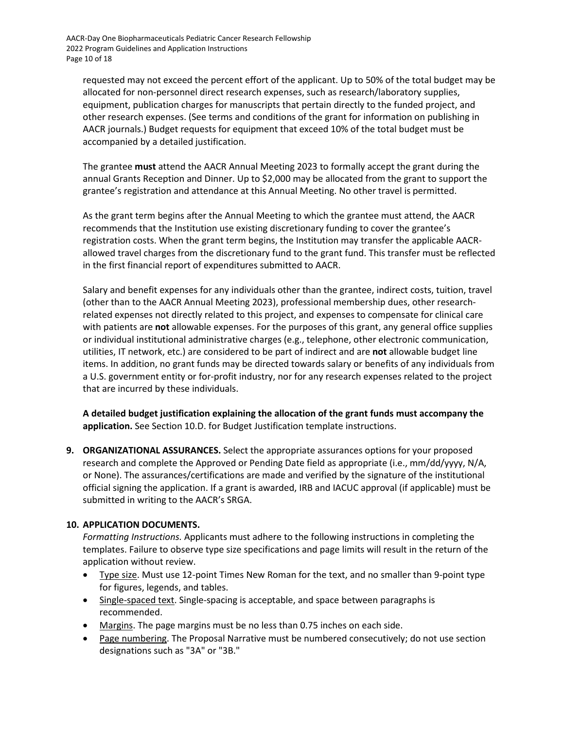requested may not exceed the percent effort of the applicant. Up to 50% of the total budget may be allocated for non-personnel direct research expenses, such as research/laboratory supplies, equipment, publication charges for manuscripts that pertain directly to the funded project, and other research expenses. (See terms and conditions of the grant for information on publishing in AACR journals.) Budget requests for equipment that exceed 10% of the total budget must be accompanied by a detailed justification.

The grantee **must** attend the AACR Annual Meeting 2023 to formally accept the grant during the annual Grants Reception and Dinner. Up to $2,000 may be allocated from the grant to support the grantee's registration and attendance at this Annual Meeting. No other travel is permitted.

As the grant term begins after the Annual Meeting to which the grantee must attend, the AACR recommends that the Institution use existing discretionary funding to cover the grantee's registration costs. When the grant term begins, the Institution may transfer the applicable AACR-allowed travel charges from the discretionary fund to the grant fund. This transfer must be reflected in the first financial report of expenditures submitted to AACR.

Salary and benefit expenses for any individuals other than the grantee, indirect costs, tuition, travel (other than to the AACR Annual Meeting 2023), professional membership dues, other research-related expenses not directly related to this project, and expenses to compensate for clinical care with patients are **not** allowable expenses. For the purposes of this grant, any general office supplies or individual institutional administrative charges (e.g., telephone, other electronic communication, utilities, IT network, etc.) are considered to be part of indirect and are **not** allowable budget line items. In addition, no grant funds may be directed towards salary or benefits of any individuals from a U.S. government entity or for-profit industry, nor for any research expenses related to the project that are incurred by these individuals.

**A detailed budget justification explaining the allocation of the grant funds must accompany the application.** See Section 10.D. for Budget Justification template instructions.

9. **ORGANIZATIONAL ASSURANCES.** Select the appropriate assurances options for your proposed research and complete the Approved or Pending Date field as appropriate (i.e., mm/dd/yyyy, N/A, or None). The assurances/certifications are made and verified by the signature of the institutional official signing the application. If a grant is awarded, IRB and IACUC approval (if applicable) must be submitted in writing to the AACR's SRGA.

10. **APPLICATION DOCUMENTS.**
*Formatting Instructions.* Applicants must adhere to the following instructions in completing the templates. Failure to observe type size specifications and page limits will result in the return of the application without review.
    - Type size. Must use 12-point Times New Roman for the text, and no smaller than 9-point type for figures, legends, and tables.
    - Single-spaced text. Single-spacing is acceptable, and space between paragraphs is recommended.
    - Margins. The page margins must be no less than 0.75 inches on each side.
    - Page numbering. The Proposal Narrative must be numbered consecutively; do not use section designations such as "3A" or "3B."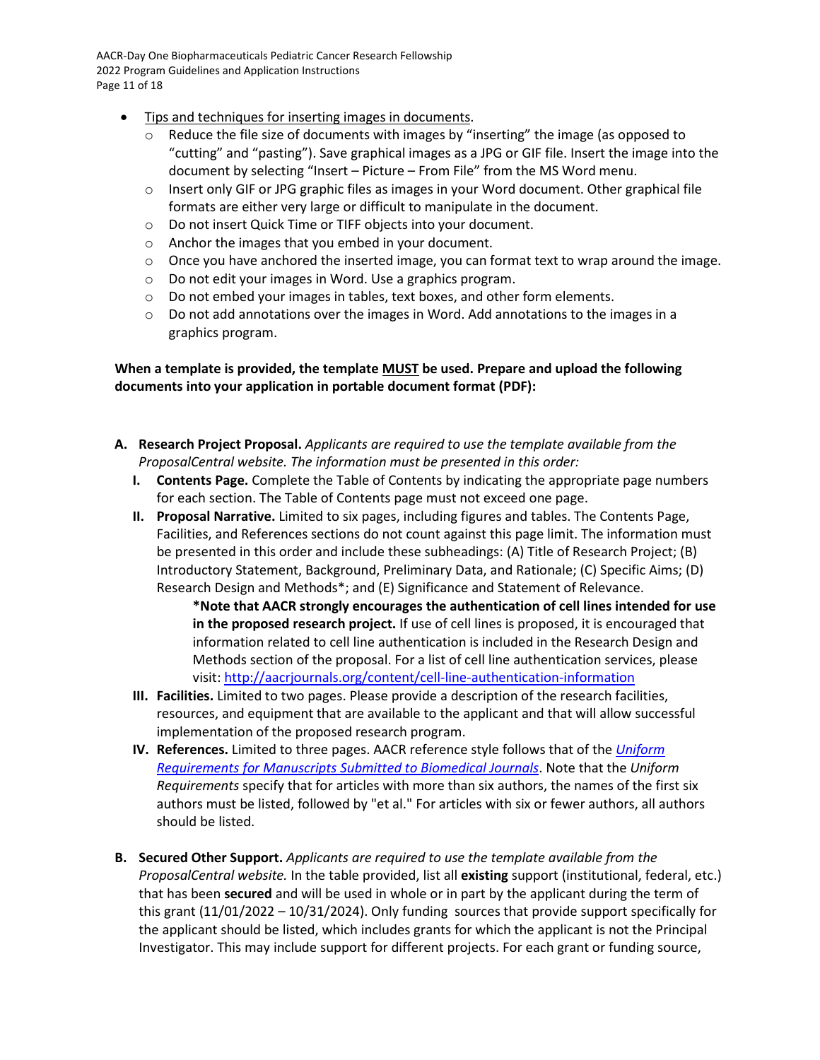- Tips and techniques for inserting images in documents.
  - Reduce the file size of documents with images by "inserting" the image (as opposed to "cutting" and "pasting"). Save graphical images as a JPG or GIF file. Insert the image into the document by selecting "Insert – Picture – From File" from the MS Word menu.
  - Insert only GIF or JPG graphic files as images in your Word document. Other graphical file formats are either very large or difficult to manipulate in the document.
  - Do not insert Quick Time or TIFF objects into your document.
  - Anchor the images that you embed in your document.
  - Once you have anchored the inserted image, you can format text to wrap around the image.
  - Do not edit your images in Word. Use a graphics program.
  - Do not embed your images in tables, text boxes, and other form elements.
  - Do not add annotations over the images in Word. Add annotations to the images in a graphics program.

**When a template is provided, the template MUST be used. Prepare and upload the following documents into your application in portable document format (PDF):**

**A. Research Project Proposal.** *Applicants are required to use the template available from the ProposalCentral website. The information must be presented in this order:*

  **I. Contents Page.** Complete the Table of Contents by indicating the appropriate page numbers for each section. The Table of Contents page must not exceed one page.

  **II. Proposal Narrative.** Limited to six pages, including figures and tables. The Contents Page, Facilities, and References sections do not count against this page limit. The information must be presented in this order and include these subheadings: (A) Title of Research Project; (B) Introductory Statement, Background, Preliminary Data, and Rationale; (C) Specific Aims; (D) Research Design and Methods*; and (E) Significance and Statement of Relevance.

  **\*Note that AACR strongly encourages the authentication of cell lines intended for use in the proposed research project.** If use of cell lines is proposed, it is encouraged that information related to cell line authentication is included in the Research Design and Methods section of the proposal. For a list of cell line authentication services, please visit: http://aacrjournals.org/content/cell-line-authentication-information

  **III. Facilities.** Limited to two pages. Please provide a description of the research facilities, resources, and equipment that are available to the applicant and that will allow successful implementation of the proposed research program.

  **IV. References.** Limited to three pages. AACR reference style follows that of the *Uniform Requirements for Manuscripts Submitted to Biomedical Journals*. Note that the *Uniform Requirements* specify that for articles with more than six authors, the names of the first six authors must be listed, followed by "et al." For articles with six or fewer authors, all authors should be listed.

**B. Secured Other Support.** *Applicants are required to use the template available from the ProposalCentral website.* In the table provided, list all **existing** support (institutional, federal, etc.) that has been **secured** and will be used in whole or in part by the applicant during the term of this grant (11/01/2022 – 10/31/2024). Only funding sources that provide support specifically for the applicant should be listed, which includes grants for which the applicant is not the Principal Investigator. This may include support for different projects. For each grant or funding source,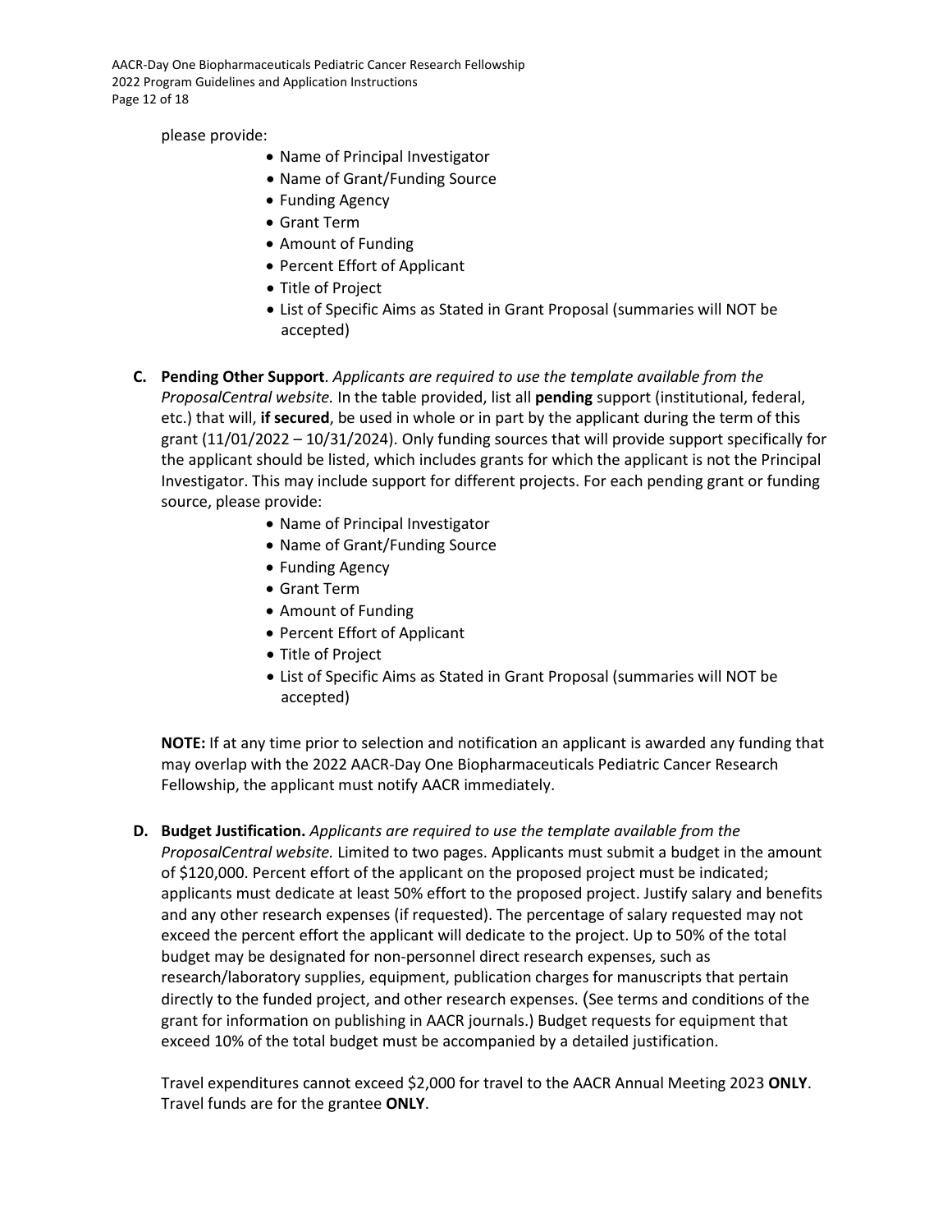please provide:

- Name of Principal Investigator
- Name of Grant/Funding Source
- Funding Agency
- Grant Term
- Amount of Funding
- Percent Effort of Applicant
- Title of Project
- List of Specific Aims as Stated in Grant Proposal (summaries will NOT be accepted)

**C. Pending Other Support**. *Applicants are required to use the template available from the ProposalCentral website.* In the table provided, list all **pending** support (institutional, federal, etc.) that will, **if secured**, be used in whole or in part by the applicant during the term of this grant (11/01/2022 – 10/31/2024). Only funding sources that will provide support specifically for the applicant should be listed, which includes grants for which the applicant is not the Principal Investigator. This may include support for different projects. For each pending grant or funding source, please provide:

- Name of Principal Investigator
- Name of Grant/Funding Source
- Funding Agency
- Grant Term
- Amount of Funding
- Percent Effort of Applicant
- Title of Project
- List of Specific Aims as Stated in Grant Proposal (summaries will NOT be accepted)

**NOTE:** If at any time prior to selection and notification an applicant is awarded any funding that may overlap with the 2022 AACR-Day One Biopharmaceuticals Pediatric Cancer Research Fellowship, the applicant must notify AACR immediately.

**D. Budget Justification.** *Applicants are required to use the template available from the ProposalCentral website.* Limited to two pages. Applicants must submit a budget in the amount of $120,000. Percent effort of the applicant on the proposed project must be indicated; applicants must dedicate at least 50% effort to the proposed project. Justify salary and benefits and any other research expenses (if requested). The percentage of salary requested may not exceed the percent effort the applicant will dedicate to the project. Up to 50% of the total budget may be designated for non-personnel direct research expenses, such as research/laboratory supplies, equipment, publication charges for manuscripts that pertain directly to the funded project, and other research expenses. (See terms and conditions of the grant for information on publishing in AACR journals.) Budget requests for equipment that exceed 10% of the total budget must be accompanied by a detailed justification.

Travel expenditures cannot exceed $2,000 for travel to the AACR Annual Meeting 2023 **ONLY**. Travel funds are for the grantee **ONLY**.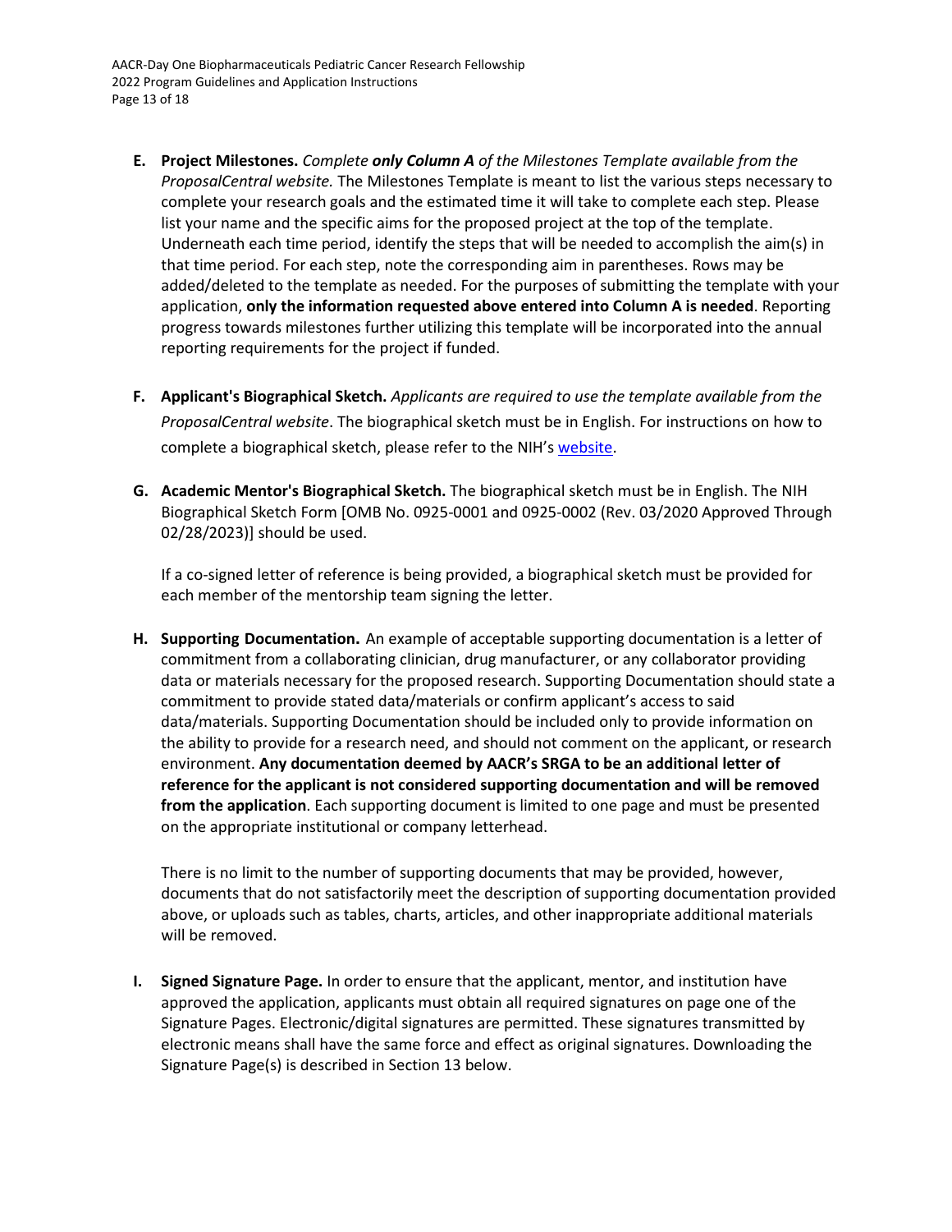E. **Project Milestones.** *Complete **only Column A** of the Milestones Template available from the ProposalCentral website.* The Milestones Template is meant to list the various steps necessary to complete your research goals and the estimated time it will take to complete each step. Please list your name and the specific aims for the proposed project at the top of the template. Underneath each time period, identify the steps that will be needed to accomplish the aim(s) in that time period. For each step, note the corresponding aim in parentheses. Rows may be added/deleted to the template as needed. For the purposes of submitting the template with your application, **only the information requested above entered into Column A is needed**. Reporting progress towards milestones further utilizing this template will be incorporated into the annual reporting requirements for the project if funded.

F. **Applicant's Biographical Sketch.** *Applicants are required to use the template available from the ProposalCentral website*. The biographical sketch must be in English. For instructions on how to complete a biographical sketch, please refer to the NIH's website.

G. **Academic Mentor's Biographical Sketch.** The biographical sketch must be in English. The NIH Biographical Sketch Form [OMB No. 0925-0001 and 0925-0002 (Rev. 03/2020 Approved Through 02/28/2023)] should be used.

   If a co-signed letter of reference is being provided, a biographical sketch must be provided for each member of the mentorship team signing the letter.

H. **Supporting Documentation.** An example of acceptable supporting documentation is a letter of commitment from a collaborating clinician, drug manufacturer, or any collaborator providing data or materials necessary for the proposed research. Supporting Documentation should state a commitment to provide stated data/materials or confirm applicant's access to said data/materials. Supporting Documentation should be included only to provide information on the ability to provide for a research need, and should not comment on the applicant, or research environment. **Any documentation deemed by AACR's SRGA to be an additional letter of reference for the applicant is not considered supporting documentation and will be removed from the application**. Each supporting document is limited to one page and must be presented on the appropriate institutional or company letterhead.

   There is no limit to the number of supporting documents that may be provided, however, documents that do not satisfactorily meet the description of supporting documentation provided above, or uploads such as tables, charts, articles, and other inappropriate additional materials will be removed.

I. **Signed Signature Page.** In order to ensure that the applicant, mentor, and institution have approved the application, applicants must obtain all required signatures on page one of the Signature Pages. Electronic/digital signatures are permitted. These signatures transmitted by electronic means shall have the same force and effect as original signatures. Downloading the Signature Page(s) is described in Section 13 below.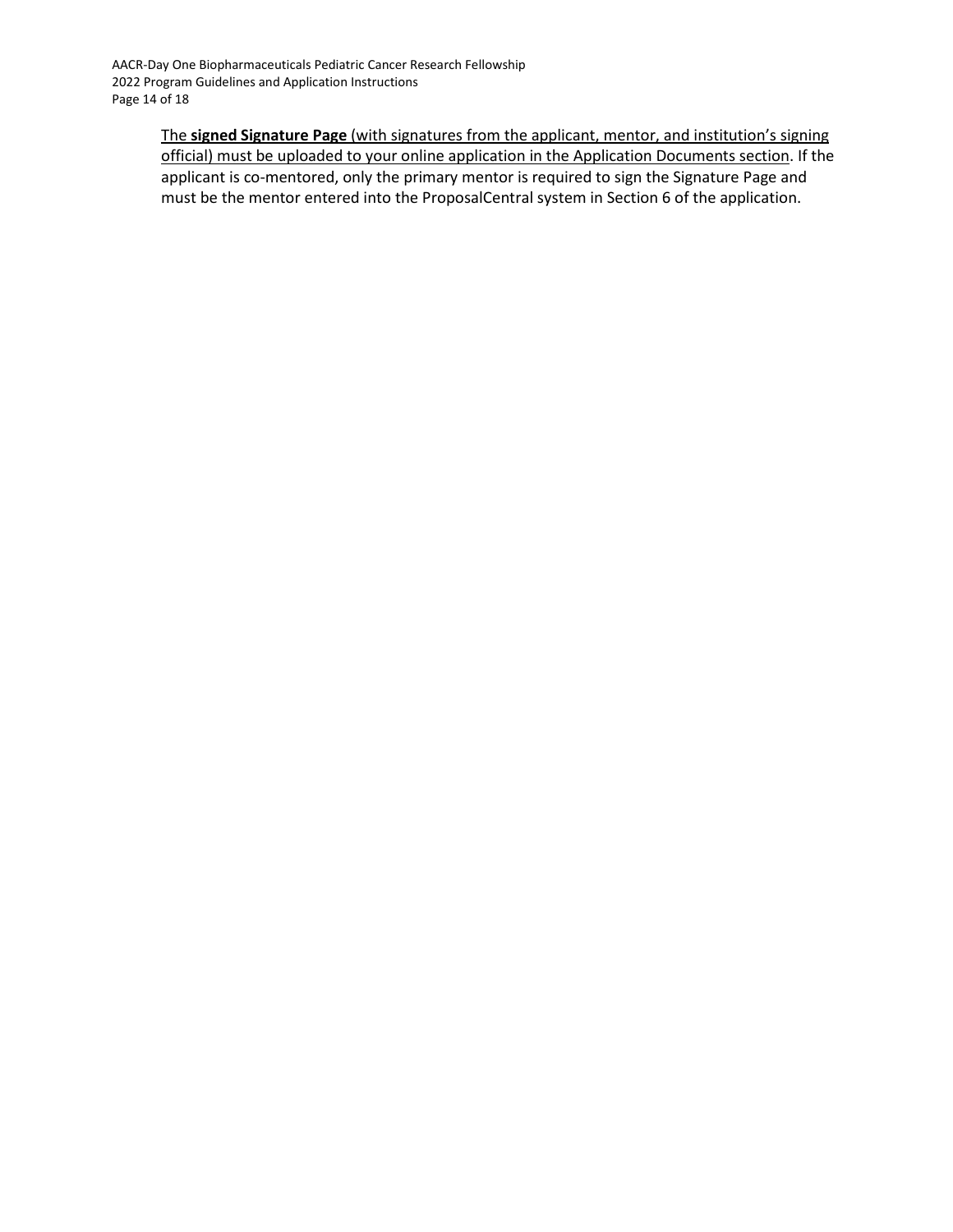<u>The **signed Signature Page** (with signatures from the applicant, mentor, and institution's signing official) must be uploaded to your online application in the Application Documents section</u>. If the applicant is co-mentored, only the primary mentor is required to sign the Signature Page and must be the mentor entered into the ProposalCentral system in Section 6 of the application.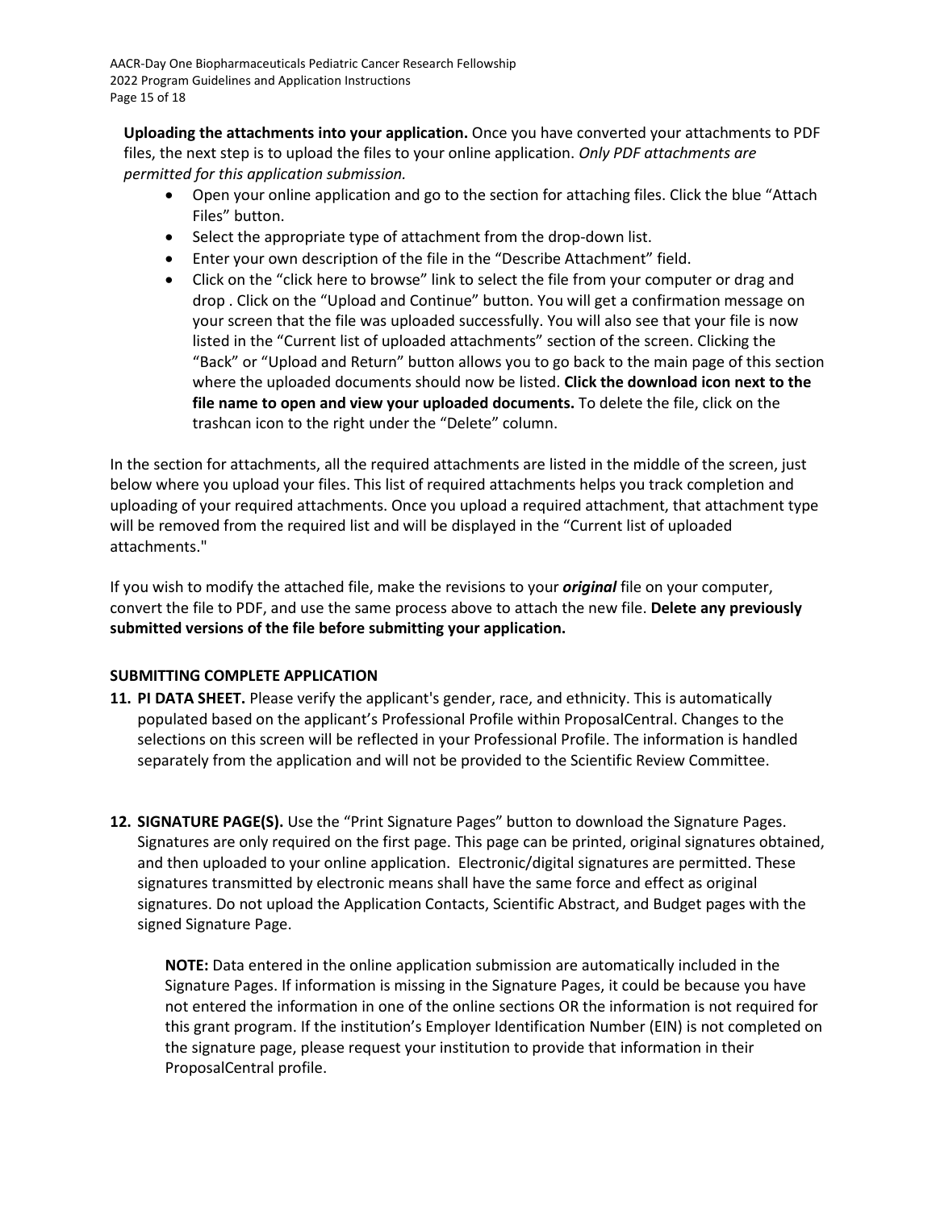**Uploading the attachments into your application.** Once you have converted your attachments to PDF files, the next step is to upload the files to your online application. *Only PDF attachments are permitted for this application submission.*

- Open your online application and go to the section for attaching files. Click the blue "Attach Files" button.
- Select the appropriate type of attachment from the drop-down list.
- Enter your own description of the file in the "Describe Attachment" field.
- Click on the "click here to browse" link to select the file from your computer or drag and drop . Click on the "Upload and Continue" button. You will get a confirmation message on your screen that the file was uploaded successfully. You will also see that your file is now listed in the "Current list of uploaded attachments" section of the screen. Clicking the "Back" or "Upload and Return" button allows you to go back to the main page of this section where the uploaded documents should now be listed. **Click the download icon next to the file name to open and view your uploaded documents.** To delete the file, click on the trashcan icon to the right under the "Delete" column.

In the section for attachments, all the required attachments are listed in the middle of the screen, just below where you upload your files. This list of required attachments helps you track completion and uploading of your required attachments. Once you upload a required attachment, that attachment type will be removed from the required list and will be displayed in the "Current list of uploaded attachments."

If you wish to modify the attached file, make the revisions to your ***original*** file on your computer, convert the file to PDF, and use the same process above to attach the new file. **Delete any previously submitted versions of the file before submitting your application.**

## SUBMITTING COMPLETE APPLICATION

11. **PI DATA SHEET.** Please verify the applicant's gender, race, and ethnicity. This is automatically populated based on the applicant's Professional Profile within ProposalCentral. Changes to the selections on this screen will be reflected in your Professional Profile. The information is handled separately from the application and will not be provided to the Scientific Review Committee.

12. **SIGNATURE PAGE(S).** Use the "Print Signature Pages" button to download the Signature Pages. Signatures are only required on the first page. This page can be printed, original signatures obtained, and then uploaded to your online application. Electronic/digital signatures are permitted. These signatures transmitted by electronic means shall have the same force and effect as original signatures. Do not upload the Application Contacts, Scientific Abstract, and Budget pages with the signed Signature Page.

    **NOTE:** Data entered in the online application submission are automatically included in the Signature Pages. If information is missing in the Signature Pages, it could be because you have not entered the information in one of the online sections OR the information is not required for this grant program. If the institution's Employer Identification Number (EIN) is not completed on the signature page, please request your institution to provide that information in their ProposalCentral profile.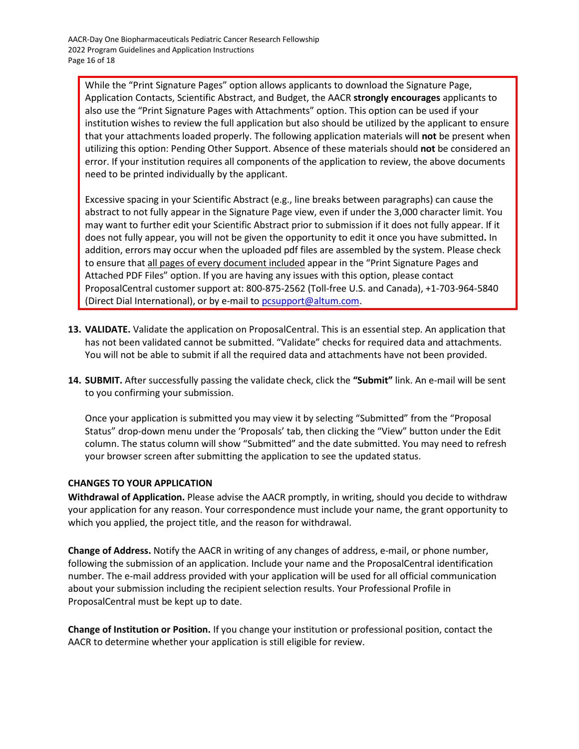While the "Print Signature Pages" option allows applicants to download the Signature Page, Application Contacts, Scientific Abstract, and Budget, the AACR **strongly encourages** applicants to also use the "Print Signature Pages with Attachments" option. This option can be used if your institution wishes to review the full application but also should be utilized by the applicant to ensure that your attachments loaded properly. The following application materials will **not** be present when utilizing this option: Pending Other Support. Absence of these materials should **not** be considered an error. If your institution requires all components of the application to review, the above documents need to be printed individually by the applicant.

Excessive spacing in your Scientific Abstract (e.g., line breaks between paragraphs) can cause the abstract to not fully appear in the Signature Page view, even if under the 3,000 character limit. You may want to further edit your Scientific Abstract prior to submission if it does not fully appear. If it does not fully appear, you will not be given the opportunity to edit it once you have submitted**.** In addition, errors may occur when the uploaded pdf files are assembled by the system. Please check to ensure that <u>all pages of every document included</u> appear in the "Print Signature Pages and Attached PDF Files" option. If you are having any issues with this option, please contact ProposalCentral customer support at: 800-875-2562 (Toll-free U.S. and Canada), +1-703-964-5840 (Direct Dial International), or by e-mail to [pcsupport@altum.com](mailto:pcsupport@altum.com).

13. **VALIDATE.** Validate the application on ProposalCentral. This is an essential step. An application that has not been validated cannot be submitted. "Validate" checks for required data and attachments. You will not be able to submit if all the required data and attachments have not been provided.

14. **SUBMIT.** After successfully passing the validate check, click the **"Submit"** link. An e-mail will be sent to you confirming your submission.

    Once your application is submitted you may view it by selecting "Submitted" from the "Proposal Status" drop-down menu under the 'Proposals' tab, then clicking the "View" button under the Edit column. The status column will show "Submitted" and the date submitted. You may need to refresh your browser screen after submitting the application to see the updated status.

### CHANGES TO YOUR APPLICATION

**Withdrawal of Application.** Please advise the AACR promptly, in writing, should you decide to withdraw your application for any reason. Your correspondence must include your name, the grant opportunity to which you applied, the project title, and the reason for withdrawal.

**Change of Address.** Notify the AACR in writing of any changes of address, e-mail, or phone number, following the submission of an application. Include your name and the ProposalCentral identification number. The e-mail address provided with your application will be used for all official communication about your submission including the recipient selection results. Your Professional Profile in ProposalCentral must be kept up to date.

**Change of Institution or Position.** If you change your institution or professional position, contact the AACR to determine whether your application is still eligible for review.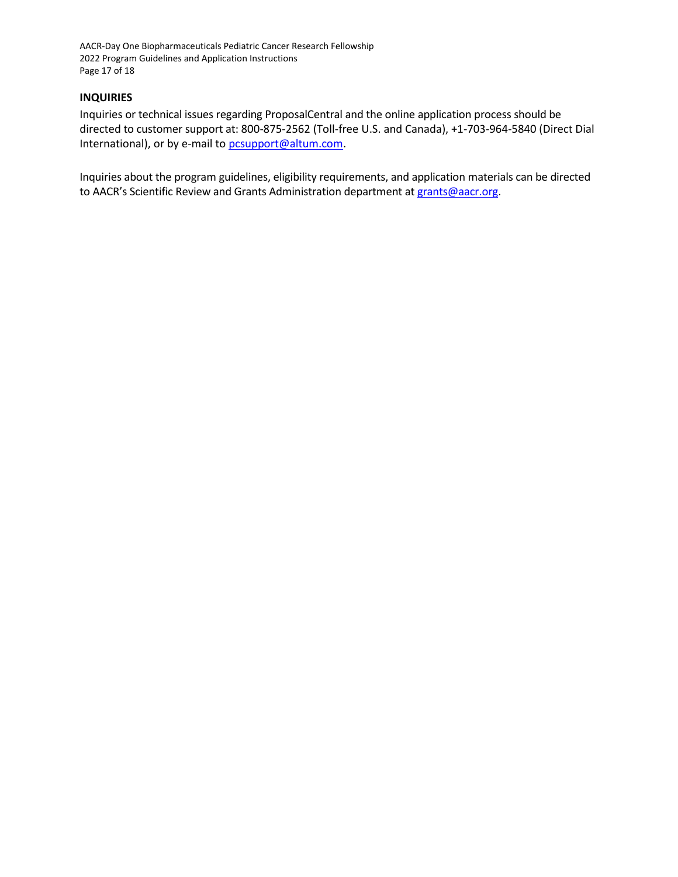## INQUIRIES

Inquiries or technical issues regarding ProposalCentral and the online application process should be directed to customer support at: 800-875-2562 (Toll-free U.S. and Canada), +1-703-964-5840 (Direct Dial International), or by e-mail to pcsupport@altum.com.

Inquiries about the program guidelines, eligibility requirements, and application materials can be directed to AACR's Scientific Review and Grants Administration department at grants@aacr.org.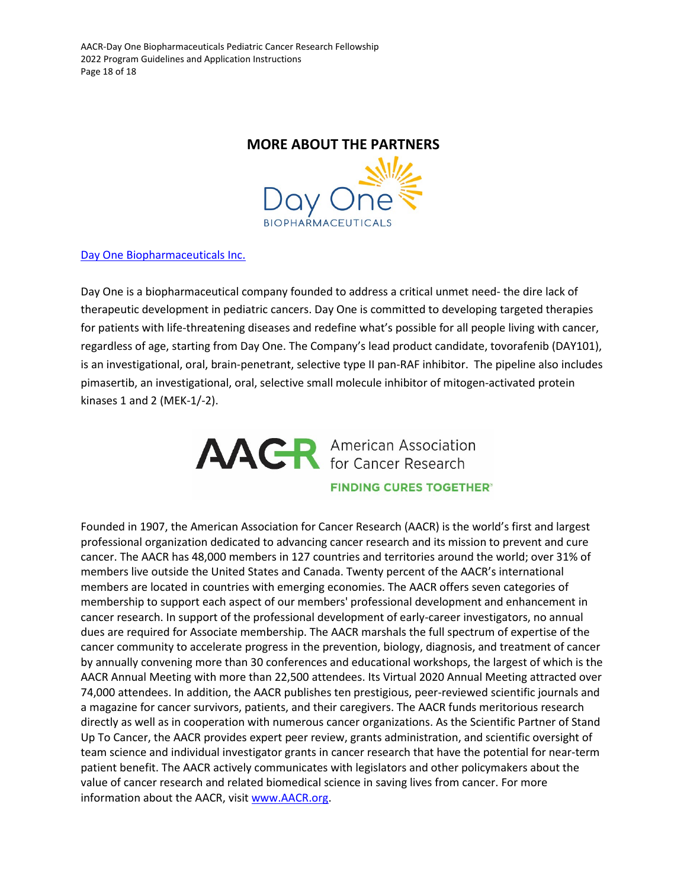## MORE ABOUT THE PARTNERS

[Day One Biopharmaceuticals Inc.](#)

Day One is a biopharmaceutical company founded to address a critical unmet need- the dire lack of therapeutic development in pediatric cancers. Day One is committed to developing targeted therapies for patients with life-threatening diseases and redefine what's possible for all people living with cancer, regardless of age, starting from Day One. The Company's lead product candidate, tovorafenib (DAY101), is an investigational, oral, brain-penetrant, selective type II pan-RAF inhibitor. The pipeline also includes pimasertib, an investigational, oral, selective small molecule inhibitor of mitogen-activated protein kinases 1 and 2 (MEK-1/-2).

Founded in 1907, the American Association for Cancer Research (AACR) is the world's first and largest professional organization dedicated to advancing cancer research and its mission to prevent and cure cancer. The AACR has 48,000 members in 127 countries and territories around the world; over 31% of members live outside the United States and Canada. Twenty percent of the AACR's international members are located in countries with emerging economies. The AACR offers seven categories of membership to support each aspect of our members' professional development and enhancement in cancer research. In support of the professional development of early-career investigators, no annual dues are required for Associate membership. The AACR marshals the full spectrum of expertise of the cancer community to accelerate progress in the prevention, biology, diagnosis, and treatment of cancer by annually convening more than 30 conferences and educational workshops, the largest of which is the AACR Annual Meeting with more than 22,500 attendees. Its Virtual 2020 Annual Meeting attracted over 74,000 attendees. In addition, the AACR publishes ten prestigious, peer-reviewed scientific journals and a magazine for cancer survivors, patients, and their caregivers. The AACR funds meritorious research directly as well as in cooperation with numerous cancer organizations. As the Scientific Partner of Stand Up To Cancer, the AACR provides expert peer review, grants administration, and scientific oversight of team science and individual investigator grants in cancer research that have the potential for near-term patient benefit. The AACR actively communicates with legislators and other policymakers about the value of cancer research and related biomedical science in saving lives from cancer. For more information about the AACR, visit [www.AACR.org](http://www.AACR.org).